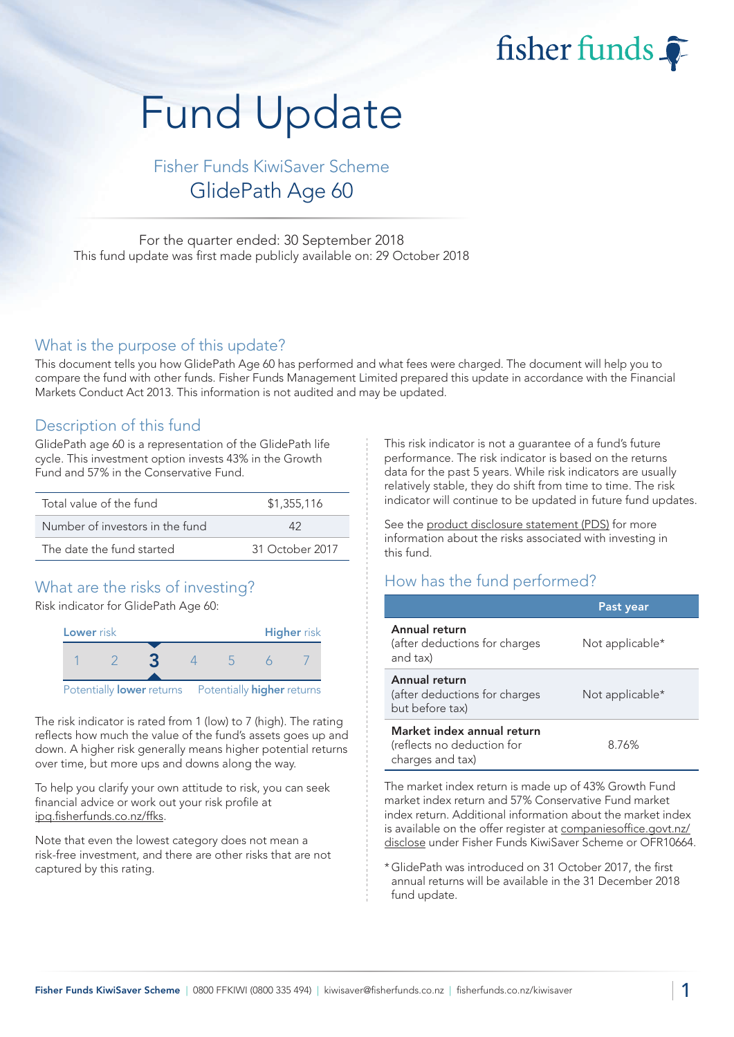fisher funds

# Fund Update

## Fisher Funds KiwiSaver Scheme

## GlidePath Age 60

For the quarter ended: 30 September 2018

This fund update was first made publicly available on: 29 October 2018

## What is the purpose of this update?

This document tells you how GlidePath Age 60 has performed and what fees were charged. The document will help you to compare the fund with other funds. Fisher Funds Management Limited prepared this update in accordance with the Financial Markets Conduct Act 2013. This information is not audited and may be updated.

## Description of this fund

GlidePath age 60 is a representation of the GlidePath life cycle. This investment option invests 43% in the Growth Fund and 57% in the Conservative Fund.

| | |
|---|---|
| Total value of the fund | $1,355,116 |
| Number of investors in the fund | 42 |
| The date the fund started | 31 October 2017 |

## What are the risks of investing?

Risk indicator for GlidePath Age 60:

| Lower risk | | | | | | Higher risk |
|---|---|---|---|---|---|---|
| 1 | 2 | **3** | 4 | 5 | 6 | 7 |
| Potentially **lower** returns | | | | | | Potentially **higher** returns |

The risk indicator is rated from 1 (low) to 7 (high). The rating reflects how much the value of the fund's assets goes up and down. A higher risk generally means higher potential returns over time, but more ups and downs along the way.

To help you clarify your own attitude to risk, you can seek financial advice or work out your risk profile at ipq.fisherfunds.co.nz/ffks.

Note that even the lowest category does not mean a risk-free investment, and there are other risks that are not captured by this rating.

This risk indicator is not a guarantee of a fund's future performance. The risk indicator is based on the returns data for the past 5 years. While risk indicators are usually relatively stable, they do shift from time to time. The risk indicator will continue to be updated in future fund updates.

See the product disclosure statement (PDS) for more information about the risks associated with investing in this fund.

## How has the fund performed?

| | Past year |
|---|---|
| **Annual return** (after deductions for charges and tax) | Not applicable* |
| **Annual return** (after deductions for charges but before tax) | Not applicable* |
| **Market index annual return** (reflects no deduction for charges and tax) | 8.76% |

The market index return is made up of 43% Growth Fund market index return and 57% Conservative Fund market index return. Additional information about the market index is available on the offer register at companiesoffice.govt.nz/disclose under Fisher Funds KiwiSaver Scheme or OFR10664.

* GlidePath was introduced on 31 October 2017, the first annual returns will be available in the 31 December 2018 fund update.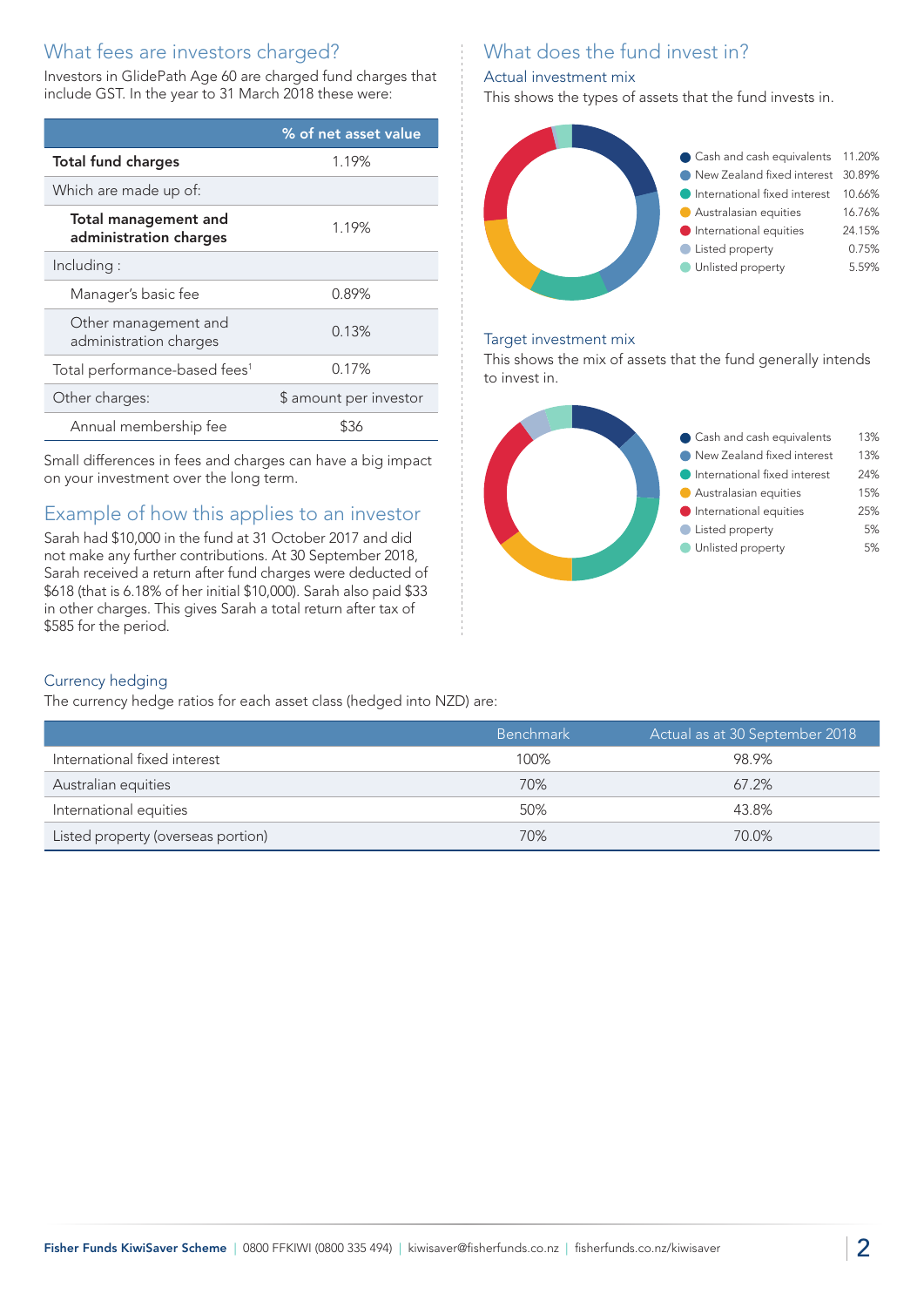## What fees are investors charged?

Investors in GlidePath Age 60 are charged fund charges that include GST. In the year to 31 March 2018 these were:

| | % of net asset value |
|---|---|
| **Total fund charges** | 1.19% |
| Which are made up of: | |
| **Total management and administration charges** | 1.19% |
| Including : | |
| Manager's basic fee | 0.89% |
| Other management and administration charges | 0.13% |
| Total performance-based fees[1] | 0.17% |
| Other charges: | $ amount per investor |
| Annual membership fee | $36 |

Small differences in fees and charges can have a big impact on your investment over the long term.

## Example of how this applies to an investor

Sarah had $10,000 in the fund at 31 October 2017 and did not make any further contributions. At 30 September 2018, Sarah received a return after fund charges were deducted of $618 (that is 6.18% of her initial $10,000). Sarah also paid $33 in other charges. This gives Sarah a total return after tax of $585 for the period.

## What does the fund invest in?

### Actual investment mix

This shows the types of assets that the fund invests in.

| Asset | % |
|---|---|
| Cash and cash equivalents | 11.20% |
| New Zealand fixed interest | 30.89% |
| International fixed interest | 10.66% |
| Australasian equities | 16.76% |
| International equities | 24.15% |
| Listed property | 0.75% |
| Unlisted property | 5.59% |

### Target investment mix

This shows the mix of assets that the fund generally intends to invest in.

| Asset | % |
|---|---|
| Cash and cash equivalents | 13% |
| New Zealand fixed interest | 13% |
| International fixed interest | 24% |
| Australasian equities | 15% |
| International equities | 25% |
| Listed property | 5% |
| Unlisted property | 5% |

### Currency hedging

The currency hedge ratios for each asset class (hedged into NZD) are:

| | Benchmark | Actual as at 30 September 2018 |
|---|---|---|
| International fixed interest | 100% | 98.9% |
| Australian equities | 70% | 67.2% |
| International equities | 50% | 43.8% |
| Listed property (overseas portion) | 70% | 70.0% |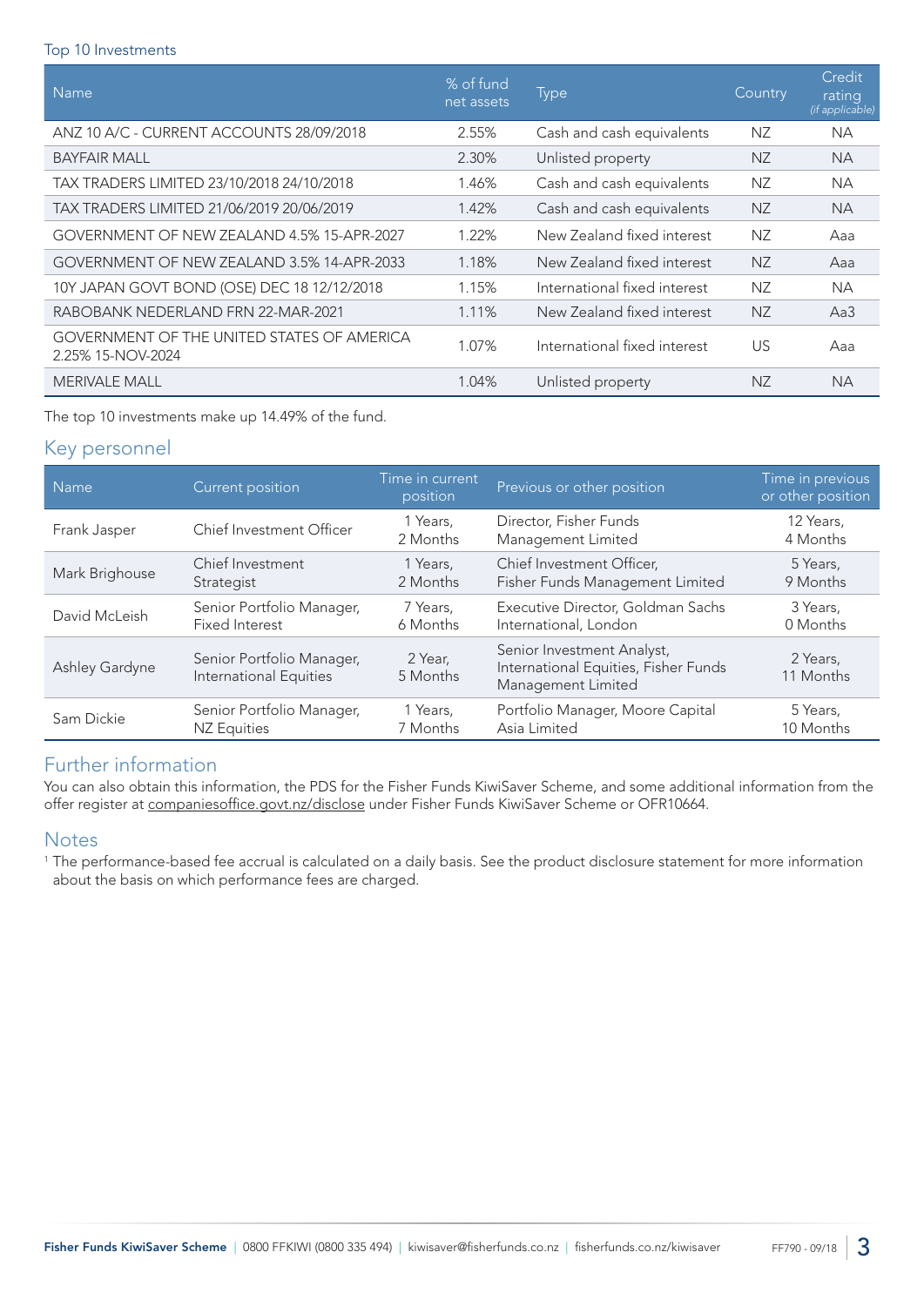### Top 10 Investments

| Name | % of fund net assets | Type | Country | Credit rating (if applicable) |
|---|---|---|---|---|
| ANZ 10 A/C - CURRENT ACCOUNTS 28/09/2018 | 2.55% | Cash and cash equivalents | NZ | NA |
| BAYFAIR MALL | 2.30% | Unlisted property | NZ | NA |
| TAX TRADERS LIMITED 23/10/2018 24/10/2018 | 1.46% | Cash and cash equivalents | NZ | NA |
| TAX TRADERS LIMITED 21/06/2019 20/06/2019 | 1.42% | Cash and cash equivalents | NZ | NA |
| GOVERNMENT OF NEW ZEALAND 4.5% 15-APR-2027 | 1.22% | New Zealand fixed interest | NZ | Aaa |
| GOVERNMENT OF NEW ZEALAND 3.5% 14-APR-2033 | 1.18% | New Zealand fixed interest | NZ | Aaa |
| 10Y JAPAN GOVT BOND (OSE) DEC 18 12/12/2018 | 1.15% | International fixed interest | NZ | NA |
| RABOBANK NEDERLAND FRN 22-MAR-2021 | 1.11% | New Zealand fixed interest | NZ | Aa3 |
| GOVERNMENT OF THE UNITED STATES OF AMERICA 2.25% 15-NOV-2024 | 1.07% | International fixed interest | US | Aaa |
| MERIVALE MALL | 1.04% | Unlisted property | NZ | NA |

The top 10 investments make up 14.49% of the fund.

## Key personnel

| Name | Current position | Time in current position | Previous or other position | Time in previous or other position |
|---|---|---|---|---|
| Frank Jasper | Chief Investment Officer | 1 Years, 2 Months | Director, Fisher Funds Management Limited | 12 Years, 4 Months |
| Mark Brighouse | Chief Investment Strategist | 1 Years, 2 Months | Chief Investment Officer, Fisher Funds Management Limited | 5 Years, 9 Months |
| David McLeish | Senior Portfolio Manager, Fixed Interest | 7 Years, 6 Months | Executive Director, Goldman Sachs International, London | 3 Years, 0 Months |
| Ashley Gardyne | Senior Portfolio Manager, International Equities | 2 Year, 5 Months | Senior Investment Analyst, International Equities, Fisher Funds Management Limited | 2 Years, 11 Months |
| Sam Dickie | Senior Portfolio Manager, NZ Equities | 1 Years, 7 Months | Portfolio Manager, Moore Capital Asia Limited | 5 Years, 10 Months |

## Further information

You can also obtain this information, the PDS for the Fisher Funds KiwiSaver Scheme, and some additional information from the offer register at companiesoffice.govt.nz/disclose under Fisher Funds KiwiSaver Scheme or OFR10664.

## Notes

[1] The performance-based fee accrual is calculated on a daily basis. See the product disclosure statement for more information about the basis on which performance fees are charged.